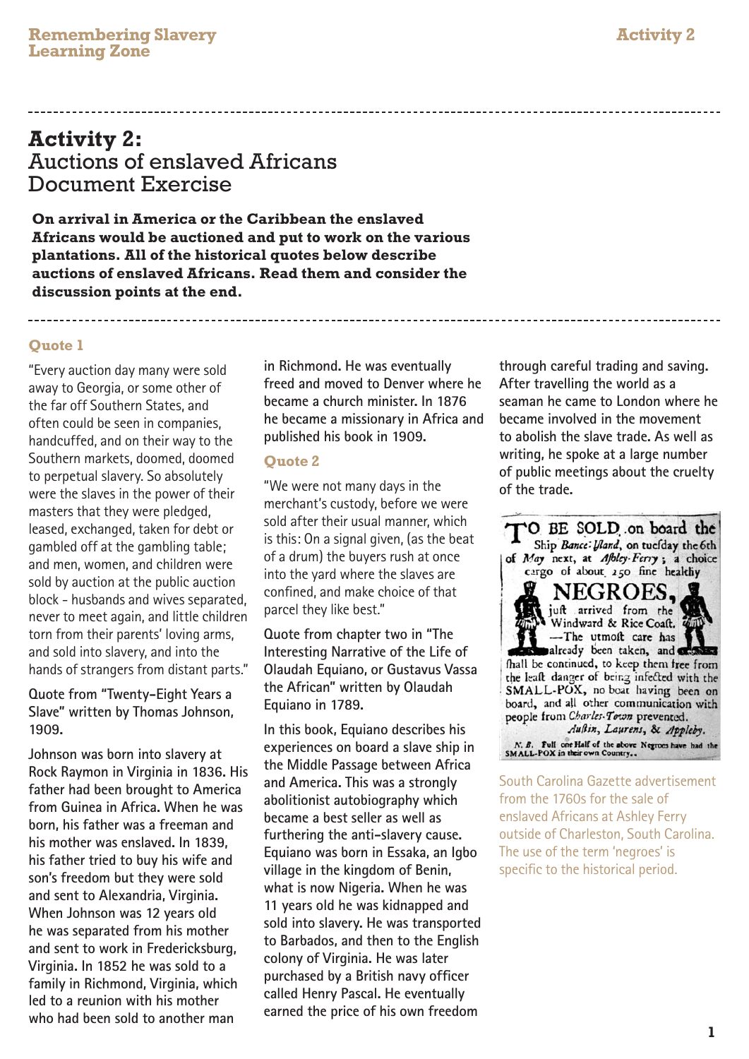# Activity 2:
## Auctions of enslaved Africans
## Document Exercise

**On arrival in America or the Caribbean the enslaved Africans would be auctioned and put to work on the various plantations. All of the historical quotes below describe auctions of enslaved Africans. Read them and consider the discussion points at the end.**

### Quote 1

"Every auction day many were sold away to Georgia, or some other of the far off Southern States, and often could be seen in companies, handcuffed, and on their way to the Southern markets, doomed, doomed to perpetual slavery. So absolutely were the slaves in the power of their masters that they were pledged, leased, exchanged, taken for debt or gambled off at the gambling table; and men, women, and children were sold by auction at the public auction block - husbands and wives separated, never to meet again, and little children torn from their parents' loving arms, and sold into slavery, and into the hands of strangers from distant parts."

**Quote from "Twenty-Eight Years a Slave" written by Thomas Johnson, 1909.**

**Johnson was born into slavery at Rock Raymon in Virginia in 1836. His father had been brought to America from Guinea in Africa. When he was born, his father was a freeman and his mother was enslaved. In 1839, his father tried to buy his wife and son's freedom but they were sold and sent to Alexandria, Virginia. When Johnson was 12 years old he was separated from his mother and sent to work in Fredericksburg, Virginia. In 1852 he was sold to a family in Richmond, Virginia, which led to a reunion with his mother who had been sold to another man in Richmond. He was eventually freed and moved to Denver where he became a church minister. In 1876 he became a missionary in Africa and published his book in 1909.**

### Quote 2

"We were not many days in the merchant's custody, before we were sold after their usual manner, which is this: On a signal given, (as the beat of a drum) the buyers rush at once into the yard where the slaves are confined, and make choice of that parcel they like best."

**Quote from chapter two in "The Interesting Narrative of the Life of Olaudah Equiano, or Gustavus Vassa the African" written by Olaudah Equiano in 1789.**

**In this book, Equiano describes his experiences on board a slave ship in the Middle Passage between Africa and America. This was a strongly abolitionist autobiography which became a best seller as well as furthering the anti-slavery cause. Equiano was born in Essaka, an Igbo village in the kingdom of Benin, what is now Nigeria. When he was 11 years old he was kidnapped and sold into slavery. He was transported to Barbados, and then to the English colony of Virginia. He was later purchased by a British navy officer called Henry Pascal. He eventually earned the price of his own freedom through careful trading and saving. After travelling the world as a seaman he came to London where he became involved in the movement to abolish the slave trade. As well as writing, he spoke at a large number of public meetings about the cruelty of the trade.**

TO BE SOLD, on board the Ship *Bance-Yland*, on tuesday the 6th of *May* next, at *Ashley-Ferry*; a choice cargo of about 250 fine healthy

NEGROES,

just arrived from the Windward & Rice Coast. —The utmost care has already been taken, and shall be continued, to keep them free from the least danger of being infected with the SMALL-POX, no boat having been on board, and all other communication with people from *Charles-Town* prevented.

*Austin, Laurens, & Appleby.*

*N. B.* Full one Half of the above Negroes have had the SMALL-POX in their own Country.

South Carolina Gazette advertisement from the 1760s for the sale of enslaved Africans at Ashley Ferry outside of Charleston, South Carolina. The use of the term 'negroes' is specific to the historical period.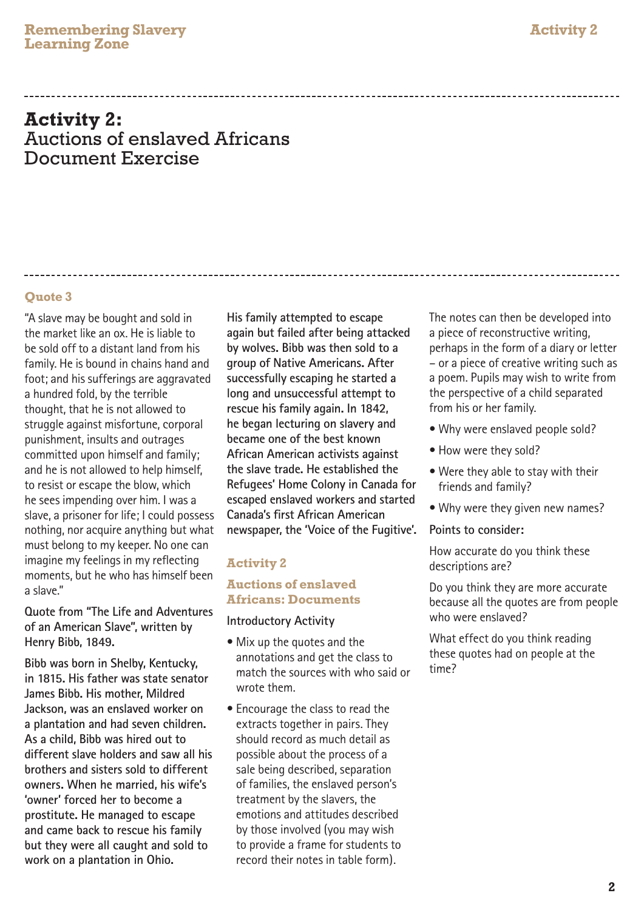# Activity 2:
Auctions of enslaved Africans
Document Exercise

### Quote 3

"A slave may be bought and sold in the market like an ox. He is liable to be sold off to a distant land from his family. He is bound in chains hand and foot; and his sufferings are aggravated a hundred fold, by the terrible thought, that he is not allowed to struggle against misfortune, corporal punishment, insults and outrages committed upon himself and family; and he is not allowed to help himself, to resist or escape the blow, which he sees impending over him. I was a slave, a prisoner for life; I could possess nothing, nor acquire anything but what must belong to my keeper. No one can imagine my feelings in my reflecting moments, but he who has himself been a slave."

**Quote from "The Life and Adventures of an American Slave", written by Henry Bibb, 1849.**

**Bibb was born in Shelby, Kentucky, in 1815. His father was state senator James Bibb. His mother, Mildred Jackson, was an enslaved worker on a plantation and had seven children. As a child, Bibb was hired out to different slave holders and saw all his brothers and sisters sold to different owners. When he married, his wife's 'owner' forced her to become a prostitute. He managed to escape and came back to rescue his family but they were all caught and sold to work on a plantation in Ohio. His family attempted to escape again but failed after being attacked by wolves. Bibb was then sold to a group of Native Americans. After successfully escaping he started a long and unsuccessful attempt to rescue his family again. In 1842, he began lecturing on slavery and became one of the best known African American activists against the slave trade. He established the Refugees' Home Colony in Canada for escaped enslaved workers and started Canada's first African American newspaper, the 'Voice of the Fugitive'.**

### Activity 2

### Auctions of enslaved Africans: Documents

Introductory Activity

- Mix up the quotes and the annotations and get the class to match the sources with who said or wrote them.
- Encourage the class to read the extracts together in pairs. They should record as much detail as possible about the process of a sale being described, separation of families, the enslaved person's treatment by the slavers, the emotions and attitudes described by those involved (you may wish to provide a frame for students to record their notes in table form).

The notes can then be developed into a piece of reconstructive writing, perhaps in the form of a diary or letter – or a piece of creative writing such as a poem. Pupils may wish to write from the perspective of a child separated from his or her family.

- Why were enslaved people sold?
- How were they sold?
- Were they able to stay with their friends and family?
- Why were they given new names?

Points to consider:

How accurate do you think these descriptions are?

Do you think they are more accurate because all the quotes are from people who were enslaved?

What effect do you think reading these quotes had on people at the time?